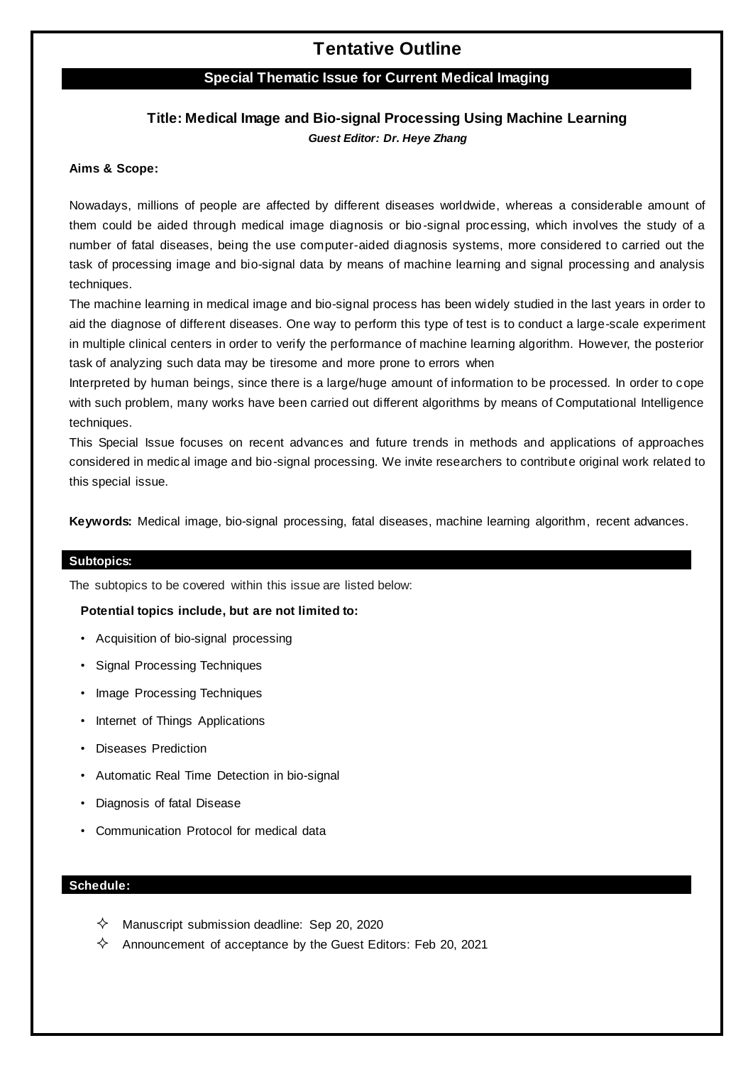# Tentative Outline

## Special Thematic Issue for Current Medical Imaging

### Title: Medical Image and Bio-signal Processing Using Machine Learning

***Guest Editor: Dr. Heye Zhang***

**Aims & Scope:**

Nowadays, millions of people are affected by different diseases worldwide, whereas a considerable amount of them could be aided through medical image diagnosis or bio-signal processing, which involves the study of a number of fatal diseases, being the use computer-aided diagnosis systems, more considered to carried out the task of processing image and bio-signal data by means of machine learning and signal processing and analysis techniques.

The machine learning in medical image and bio-signal process has been widely studied in the last years in order to aid the diagnose of different diseases. One way to perform this type of test is to conduct a large-scale experiment in multiple clinical centers in order to verify the performance of machine learning algorithm. However, the posterior task of analyzing such data may be tiresome and more prone to errors when

Interpreted by human beings, since there is a large/huge amount of information to be processed. In order to cope with such problem, many works have been carried out different algorithms by means of Computational Intelligence techniques.

This Special Issue focuses on recent advances and future trends in methods and applications of approaches considered in medical image and bio-signal processing. We invite researchers to contribute original work related to this special issue.

**Keywords:** Medical image, bio-signal processing, fatal diseases, machine learning algorithm, recent advances.

## Subtopics:

The subtopics to be covered within this issue are listed below:

**Potential topics include, but are not limited to:**

- Acquisition of bio-signal processing
- Signal Processing Techniques
- Image Processing Techniques
- Internet of Things Applications
- Diseases Prediction
- Automatic Real Time Detection in bio-signal
- Diagnosis of fatal Disease
- Communication Protocol for medical data

## Schedule:

- ✧ Manuscript submission deadline: Sep 20, 2020
- ✧ Announcement of acceptance by the Guest Editors: Feb 20, 2021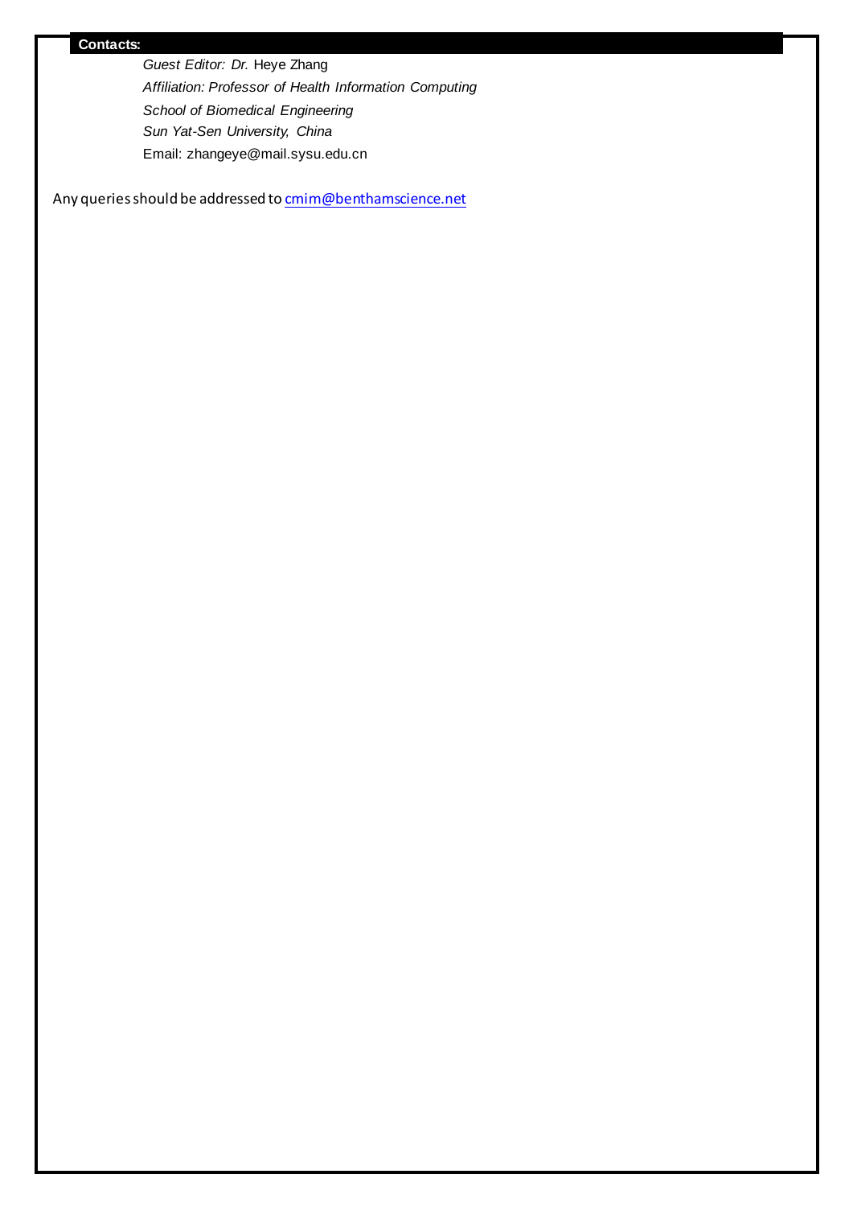**Contacts:**

*Guest Editor: Dr.* Heye Zhang
*Affiliation: Professor of Health Information Computing*
*School of Biomedical Engineering*
*Sun Yat-Sen University, China*
Email: zhangeye@mail.sysu.edu.cn

Any queries should be addressed to cmim@benthamscience.net